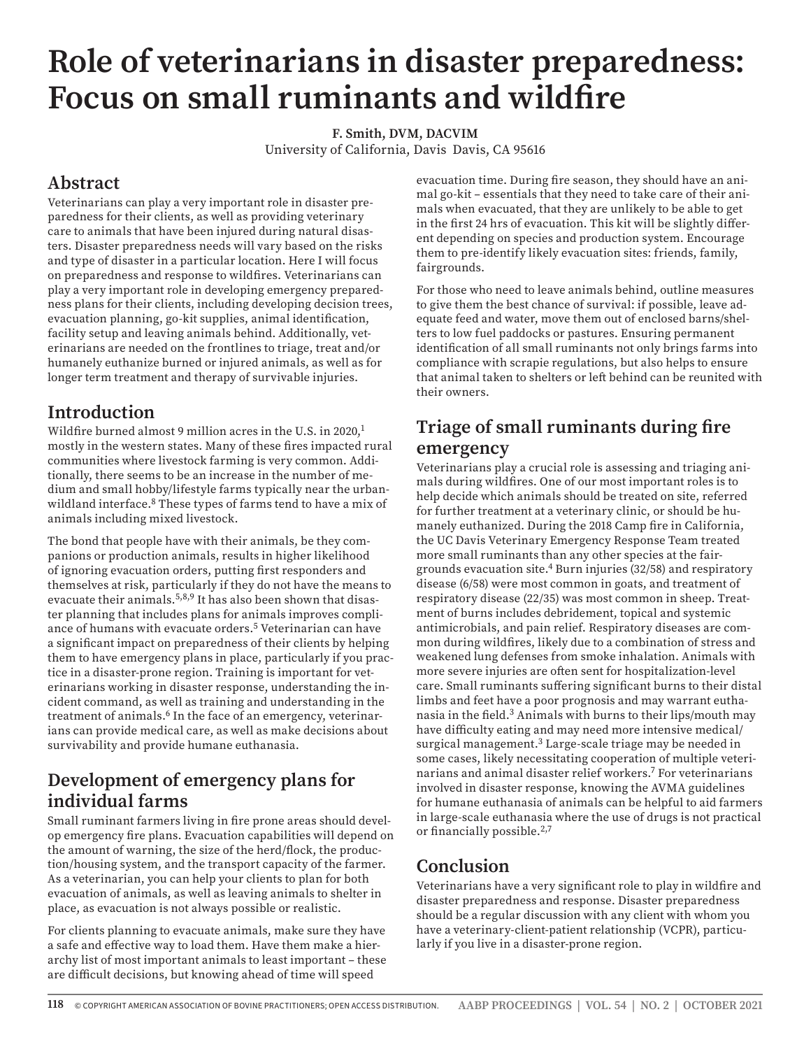# Role of veterinarians in disaster preparedness: Focus on small ruminants and wildfire

**F. Smith, DVM, DACVIM**
University of California, Davis Davis, CA 95616

## Abstract

Veterinarians can play a very important role in disaster preparedness for their clients, as well as providing veterinary care to animals that have been injured during natural disasters. Disaster preparedness needs will vary based on the risks and type of disaster in a particular location. Here I will focus on preparedness and response to wildfires. Veterinarians can play a very important role in developing emergency preparedness plans for their clients, including developing decision trees, evacuation planning, go-kit supplies, animal identification, facility setup and leaving animals behind. Additionally, veterinarians are needed on the frontlines to triage, treat and/or humanely euthanize burned or injured animals, as well as for longer term treatment and therapy of survivable injuries.

## Introduction

Wildfire burned almost 9 million acres in the U.S. in 2020,[1] mostly in the western states. Many of these fires impacted rural communities where livestock farming is very common. Additionally, there seems to be an increase in the number of medium and small hobby/lifestyle farms typically near the urban-wildland interface.[8] These types of farms tend to have a mix of animals including mixed livestock.

The bond that people have with their animals, be they companions or production animals, results in higher likelihood of ignoring evacuation orders, putting first responders and themselves at risk, particularly if they do not have the means to evacuate their animals.[5,8,9] It has also been shown that disaster planning that includes plans for animals improves compliance of humans with evacuate orders.[5] Veterinarian can have a significant impact on preparedness of their clients by helping them to have emergency plans in place, particularly if you practice in a disaster-prone region. Training is important for veterinarians working in disaster response, understanding the incident command, as well as training and understanding in the treatment of animals.[6] In the face of an emergency, veterinarians can provide medical care, as well as make decisions about survivability and provide humane euthanasia.

## Development of emergency plans for individual farms

Small ruminant farmers living in fire prone areas should develop emergency fire plans. Evacuation capabilities will depend on the amount of warning, the size of the herd/flock, the production/housing system, and the transport capacity of the farmer. As a veterinarian, you can help your clients to plan for both evacuation of animals, as well as leaving animals to shelter in place, as evacuation is not always possible or realistic.

For clients planning to evacuate animals, make sure they have a safe and effective way to load them. Have them make a hierarchy list of most important animals to least important – these are difficult decisions, but knowing ahead of time will speed evacuation time. During fire season, they should have an animal go-kit – essentials that they need to take care of their animals when evacuated, that they are unlikely to be able to get in the first 24 hrs of evacuation. This kit will be slightly different depending on species and production system. Encourage them to pre-identify likely evacuation sites: friends, family, fairgrounds.

For those who need to leave animals behind, outline measures to give them the best chance of survival: if possible, leave adequate feed and water, move them out of enclosed barns/shelters to low fuel paddocks or pastures. Ensuring permanent identification of all small ruminants not only brings farms into compliance with scrapie regulations, but also helps to ensure that animal taken to shelters or left behind can be reunited with their owners.

## Triage of small ruminants during fire emergency

Veterinarians play a crucial role is assessing and triaging animals during wildfires. One of our most important roles is to help decide which animals should be treated on site, referred for further treatment at a veterinary clinic, or should be humanely euthanized. During the 2018 Camp fire in California, the UC Davis Veterinary Emergency Response Team treated more small ruminants than any other species at the fairgrounds evacuation site.[4] Burn injuries (32/58) and respiratory disease (6/58) were most common in goats, and treatment of respiratory disease (22/35) was most common in sheep. Treatment of burns includes debridement, topical and systemic antimicrobials, and pain relief. Respiratory diseases are common during wildfires, likely due to a combination of stress and weakened lung defenses from smoke inhalation. Animals with more severe injuries are often sent for hospitalization-level care. Small ruminants suffering significant burns to their distal limbs and feet have a poor prognosis and may warrant euthanasia in the field.[3] Animals with burns to their lips/mouth may have difficulty eating and may need more intensive medical/surgical management.[3] Large-scale triage may be needed in some cases, likely necessitating cooperation of multiple veterinarians and animal disaster relief workers.[7] For veterinarians involved in disaster response, knowing the AVMA guidelines for humane euthanasia of animals can be helpful to aid farmers in large-scale euthanasia where the use of drugs is not practical or financially possible.[2,7]

## Conclusion

Veterinarians have a very significant role to play in wildfire and disaster preparedness and response. Disaster preparedness should be a regular discussion with any client with whom you have a veterinary-client-patient relationship (VCPR), particularly if you live in a disaster-prone region.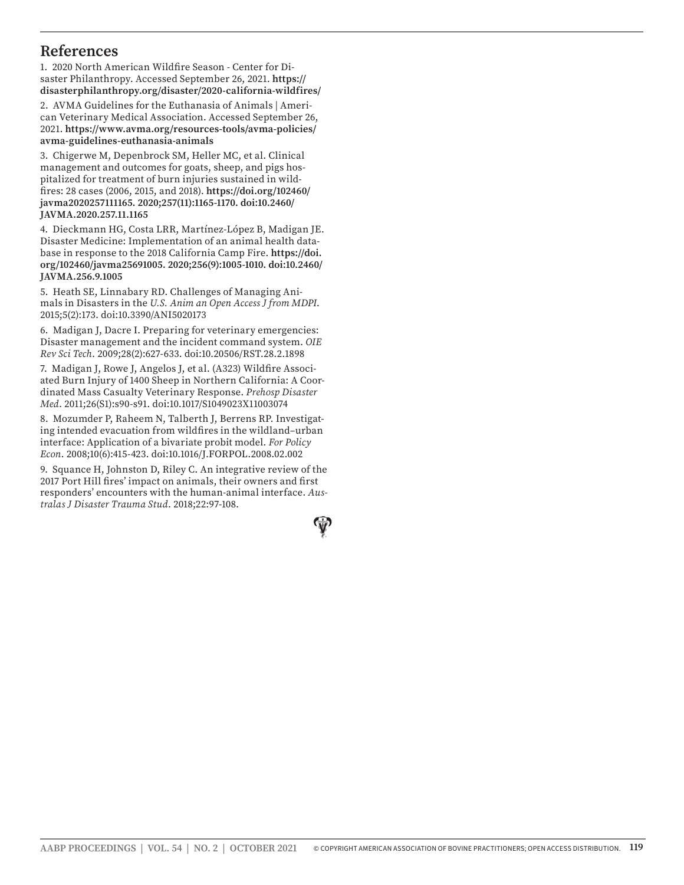## References

1. 2020 North American Wildfire Season - Center for Disaster Philanthropy. Accessed September 26, 2021. **https://disasterphilanthropy.org/disaster/2020-california-wildfires/**

2. AVMA Guidelines for the Euthanasia of Animals | American Veterinary Medical Association. Accessed September 26, 2021. **https://www.avma.org/resources-tools/avma-policies/avma-guidelines-euthanasia-animals**

3. Chigerwe M, Depenbrock SM, Heller MC, et al. Clinical management and outcomes for goats, sheep, and pigs hospitalized for treatment of burn injuries sustained in wildfires: 28 cases (2006, 2015, and 2018). **https://doi.org/102460/javma2020257111165. 2020;257(11):1165-1170. doi:10.2460/JAVMA.2020.257.11.1165**

4. Dieckmann HG, Costa LRR, Martínez-López B, Madigan JE. Disaster Medicine: Implementation of an animal health database in response to the 2018 California Camp Fire. **https://doi.org/102460/javma25691005. 2020;256(9):1005-1010. doi:10.2460/JAVMA.256.9.1005**

5. Heath SE, Linnabary RD. Challenges of Managing Animals in Disasters in the *U.S. Anim an Open Access J from MDPI*. 2015;5(2):173. doi:10.3390/ANI5020173

6. Madigan J, Dacre I. Preparing for veterinary emergencies: Disaster management and the incident command system. *OIE Rev Sci Tech*. 2009;28(2):627-633. doi:10.20506/RST.28.2.1898

7. Madigan J, Rowe J, Angelos J, et al. (A323) Wildfire Associated Burn Injury of 1400 Sheep in Northern California: A Coordinated Mass Casualty Veterinary Response. *Prehosp Disaster Med*. 2011;26(S1):s90-s91. doi:10.1017/S1049023X11003074

8. Mozumder P, Raheem N, Talberth J, Berrens RP. Investigating intended evacuation from wildfires in the wildland–urban interface: Application of a bivariate probit model. *For Policy Econ*. 2008;10(6):415-423. doi:10.1016/J.FORPOL.2008.02.002

9. Squance H, Johnston D, Riley C. An integrative review of the 2017 Port Hill fires' impact on animals, their owners and first responders' encounters with the human-animal interface. *Australas J Disaster Trauma Stud*. 2018;22:97-108.